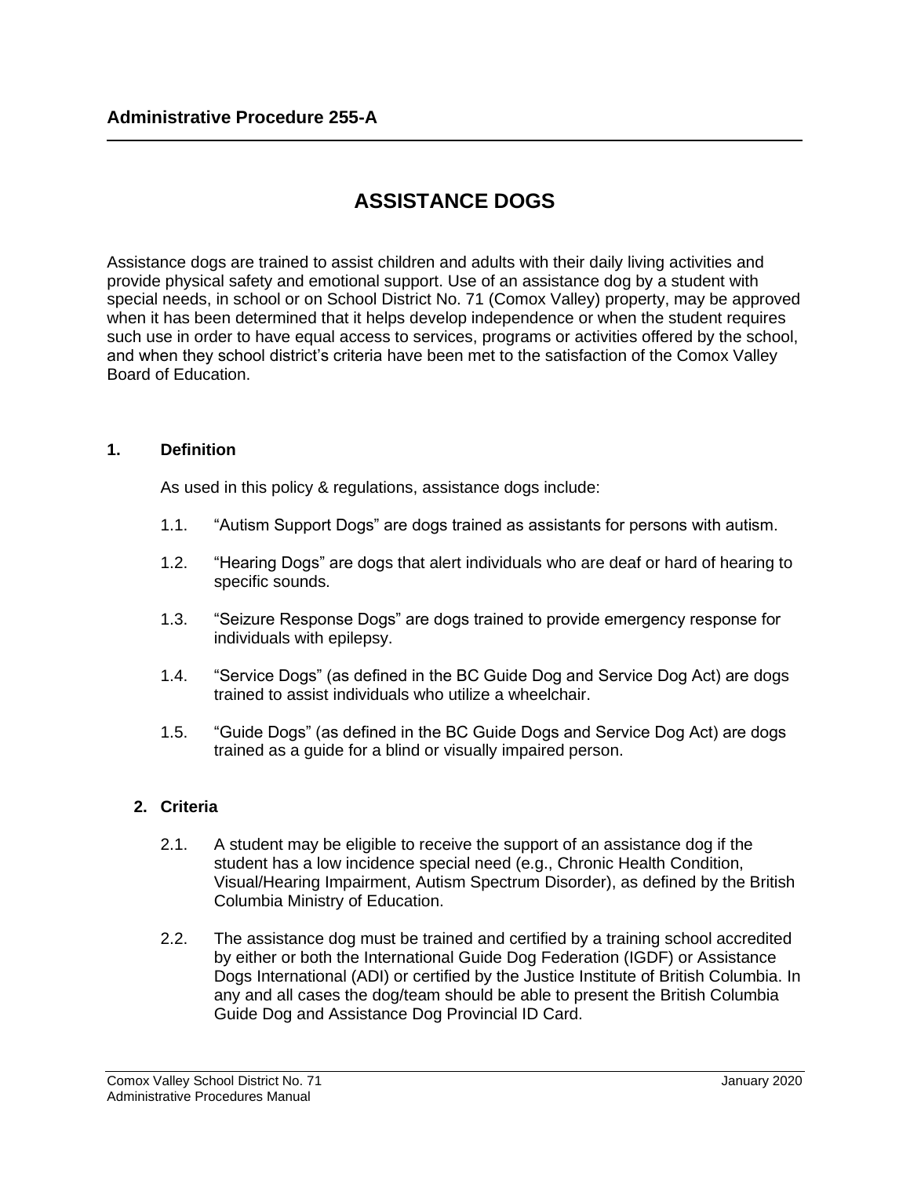**Administrative Procedure 255-A**

# ASSISTANCE DOGS

Assistance dogs are trained to assist children and adults with their daily living activities and provide physical safety and emotional support. Use of an assistance dog by a student with special needs, in school or on School District No. 71 (Comox Valley) property, may be approved when it has been determined that it helps develop independence or when the student requires such use in order to have equal access to services, programs or activities offered by the school, and when they school district's criteria have been met to the satisfaction of the Comox Valley Board of Education.

## 1. Definition

As used in this policy & regulations, assistance dogs include:

1.1. "Autism Support Dogs" are dogs trained as assistants for persons with autism.

1.2. "Hearing Dogs" are dogs that alert individuals who are deaf or hard of hearing to specific sounds.

1.3. "Seizure Response Dogs" are dogs trained to provide emergency response for individuals with epilepsy.

1.4. "Service Dogs" (as defined in the BC Guide Dog and Service Dog Act) are dogs trained to assist individuals who utilize a wheelchair.

1.5. "Guide Dogs" (as defined in the BC Guide Dogs and Service Dog Act) are dogs trained as a guide for a blind or visually impaired person.

## 2. Criteria

2.1. A student may be eligible to receive the support of an assistance dog if the student has a low incidence special need (e.g., Chronic Health Condition, Visual/Hearing Impairment, Autism Spectrum Disorder), as defined by the British Columbia Ministry of Education.

2.2. The assistance dog must be trained and certified by a training school accredited by either or both the International Guide Dog Federation (IGDF) or Assistance Dogs International (ADI) or certified by the Justice Institute of British Columbia. In any and all cases the dog/team should be able to present the British Columbia Guide Dog and Assistance Dog Provincial ID Card.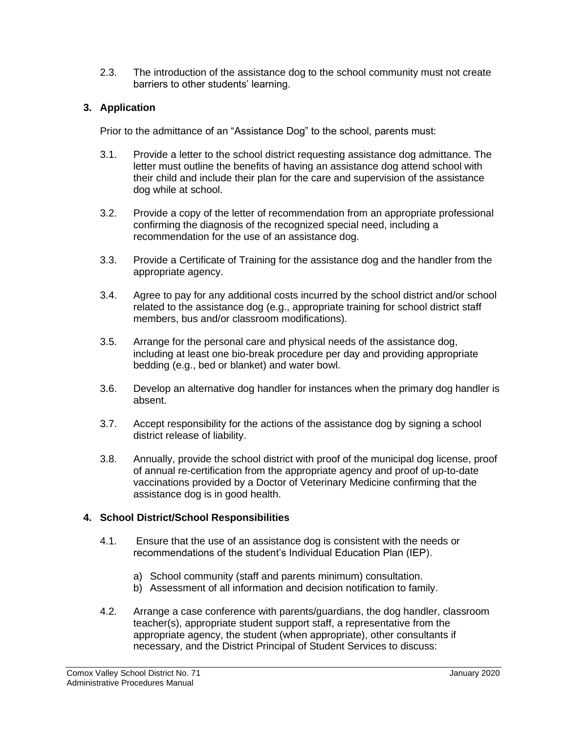2.3. The introduction of the assistance dog to the school community must not create barriers to other students' learning.

## 3. Application

Prior to the admittance of an "Assistance Dog" to the school, parents must:

3.1. Provide a letter to the school district requesting assistance dog admittance. The letter must outline the benefits of having an assistance dog attend school with their child and include their plan for the care and supervision of the assistance dog while at school.

3.2. Provide a copy of the letter of recommendation from an appropriate professional confirming the diagnosis of the recognized special need, including a recommendation for the use of an assistance dog.

3.3. Provide a Certificate of Training for the assistance dog and the handler from the appropriate agency.

3.4. Agree to pay for any additional costs incurred by the school district and/or school related to the assistance dog (e.g., appropriate training for school district staff members, bus and/or classroom modifications).

3.5. Arrange for the personal care and physical needs of the assistance dog, including at least one bio-break procedure per day and providing appropriate bedding (e.g., bed or blanket) and water bowl.

3.6. Develop an alternative dog handler for instances when the primary dog handler is absent.

3.7. Accept responsibility for the actions of the assistance dog by signing a school district release of liability.

3.8. Annually, provide the school district with proof of the municipal dog license, proof of annual re-certification from the appropriate agency and proof of up-to-date vaccinations provided by a Doctor of Veterinary Medicine confirming that the assistance dog is in good health.

## 4. School District/School Responsibilities

4.1. Ensure that the use of an assistance dog is consistent with the needs or recommendations of the student's Individual Education Plan (IEP).

a) School community (staff and parents minimum) consultation.
b) Assessment of all information and decision notification to family.

4.2. Arrange a case conference with parents/guardians, the dog handler, classroom teacher(s), appropriate student support staff, a representative from the appropriate agency, the student (when appropriate), other consultants if necessary, and the District Principal of Student Services to discuss: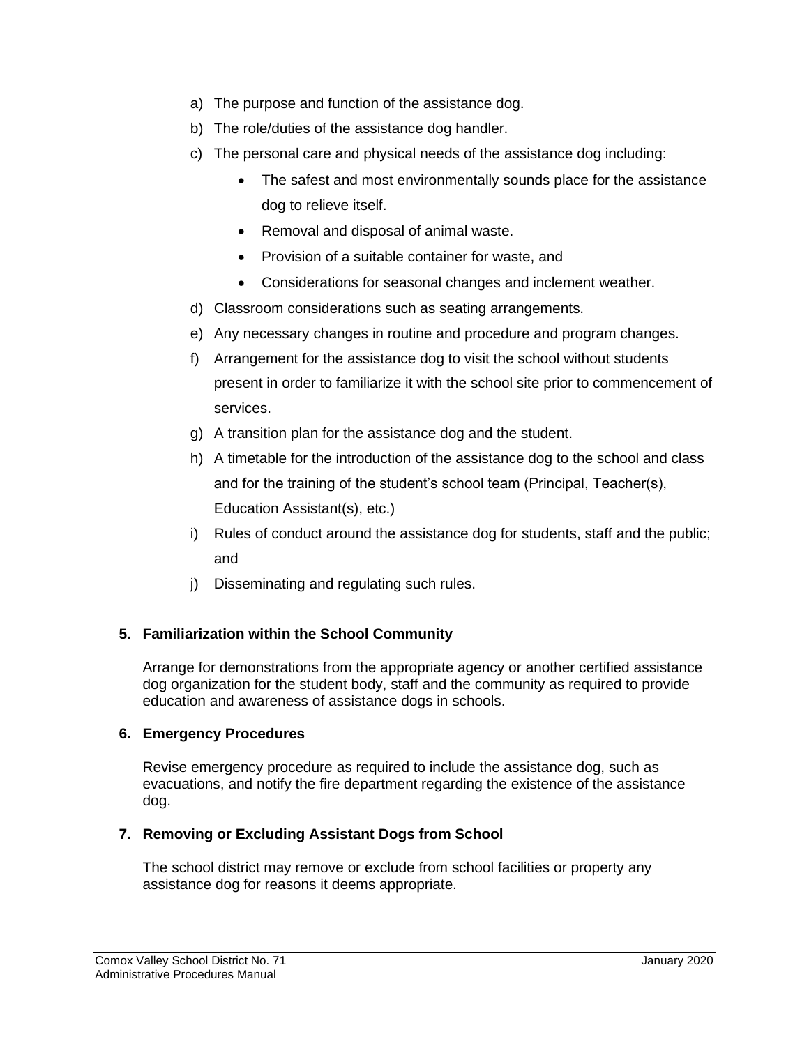a) The purpose and function of the assistance dog.
b) The role/duties of the assistance dog handler.
c) The personal care and physical needs of the assistance dog including:
    - The safest and most environmentally sounds place for the assistance dog to relieve itself.
    - Removal and disposal of animal waste.
    - Provision of a suitable container for waste, and
    - Considerations for seasonal changes and inclement weather.
d) Classroom considerations such as seating arrangements.
e) Any necessary changes in routine and procedure and program changes.
f) Arrangement for the assistance dog to visit the school without students present in order to familiarize it with the school site prior to commencement of services.
g) A transition plan for the assistance dog and the student.
h) A timetable for the introduction of the assistance dog to the school and class and for the training of the student's school team (Principal, Teacher(s), Education Assistant(s), etc.)
i) Rules of conduct around the assistance dog for students, staff and the public; and
j) Disseminating and regulating such rules.

**5. Familiarization within the School Community**

Arrange for demonstrations from the appropriate agency or another certified assistance dog organization for the student body, staff and the community as required to provide education and awareness of assistance dogs in schools.

**6. Emergency Procedures**

Revise emergency procedure as required to include the assistance dog, such as evacuations, and notify the fire department regarding the existence of the assistance dog.

**7. Removing or Excluding Assistant Dogs from School**

The school district may remove or exclude from school facilities or property any assistance dog for reasons it deems appropriate.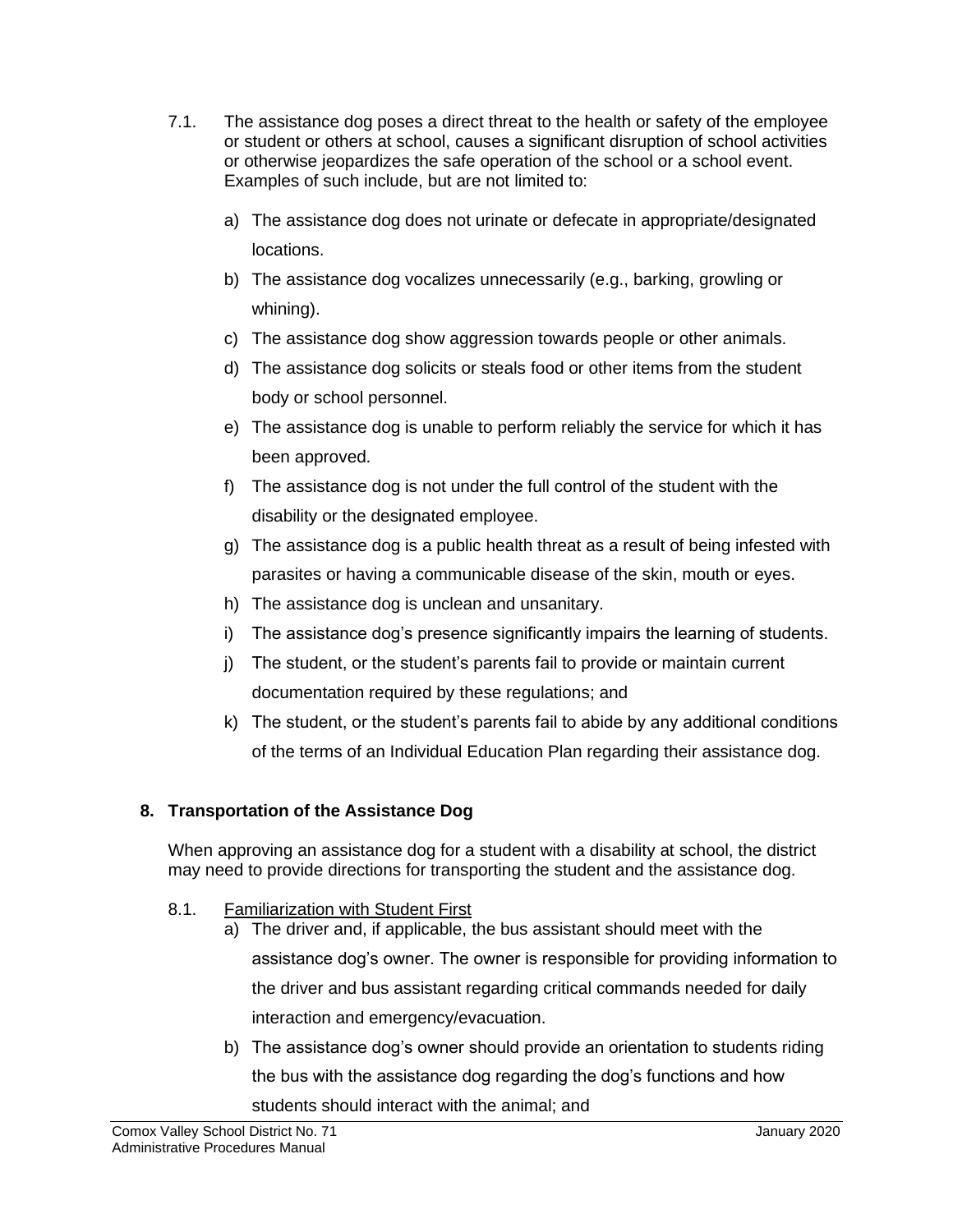7.1. The assistance dog poses a direct threat to the health or safety of the employee or student or others at school, causes a significant disruption of school activities or otherwise jeopardizes the safe operation of the school or a school event. Examples of such include, but are not limited to:

a) The assistance dog does not urinate or defecate in appropriate/designated locations.
b) The assistance dog vocalizes unnecessarily (e.g., barking, growling or whining).
c) The assistance dog show aggression towards people or other animals.
d) The assistance dog solicits or steals food or other items from the student body or school personnel.
e) The assistance dog is unable to perform reliably the service for which it has been approved.
f) The assistance dog is not under the full control of the student with the disability or the designated employee.
g) The assistance dog is a public health threat as a result of being infested with parasites or having a communicable disease of the skin, mouth or eyes.
h) The assistance dog is unclean and unsanitary.
i) The assistance dog's presence significantly impairs the learning of students.
j) The student, or the student's parents fail to provide or maintain current documentation required by these regulations; and
k) The student, or the student's parents fail to abide by any additional conditions of the terms of an Individual Education Plan regarding their assistance dog.

## 8. Transportation of the Assistance Dog

When approving an assistance dog for a student with a disability at school, the district may need to provide directions for transporting the student and the assistance dog.

8.1. <u>Familiarization with Student First</u>

a) The driver and, if applicable, the bus assistant should meet with the assistance dog's owner. The owner is responsible for providing information to the driver and bus assistant regarding critical commands needed for daily interaction and emergency/evacuation.
b) The assistance dog's owner should provide an orientation to students riding the bus with the assistance dog regarding the dog's functions and how students should interact with the animal; and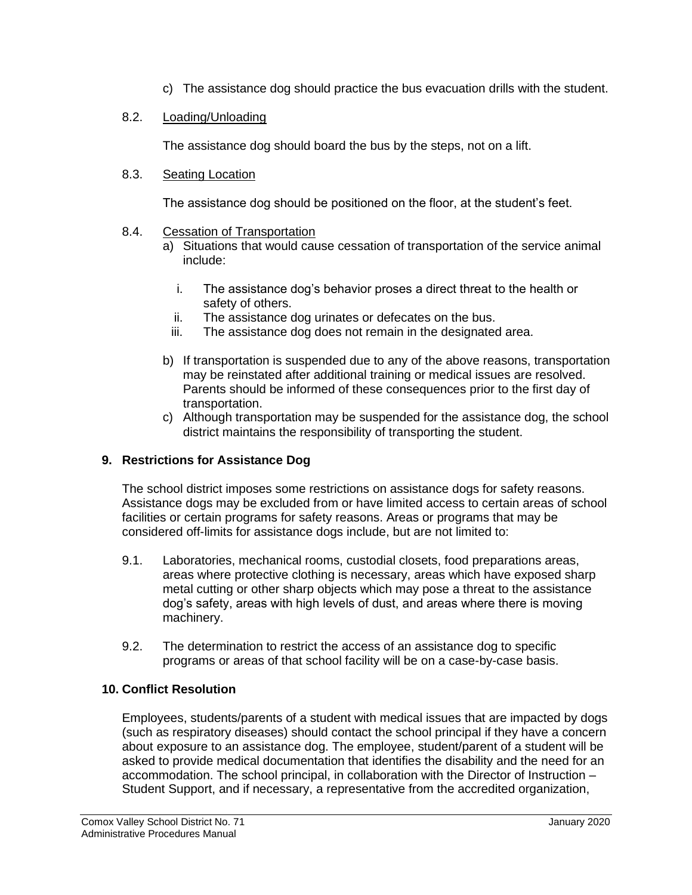c) The assistance dog should practice the bus evacuation drills with the student.

8.2. Loading/Unloading

The assistance dog should board the bus by the steps, not on a lift.

8.3. Seating Location

The assistance dog should be positioned on the floor, at the student's feet.

8.4. Cessation of Transportation

a) Situations that would cause cessation of transportation of the service animal include:

   i. The assistance dog's behavior proses a direct threat to the health or safety of others.
   ii. The assistance dog urinates or defecates on the bus.
   iii. The assistance dog does not remain in the designated area.

b) If transportation is suspended due to any of the above reasons, transportation may be reinstated after additional training or medical issues are resolved. Parents should be informed of these consequences prior to the first day of transportation.

c) Although transportation may be suspended for the assistance dog, the school district maintains the responsibility of transporting the student.

## 9. Restrictions for Assistance Dog

The school district imposes some restrictions on assistance dogs for safety reasons. Assistance dogs may be excluded from or have limited access to certain areas of school facilities or certain programs for safety reasons. Areas or programs that may be considered off-limits for assistance dogs include, but are not limited to:

9.1. Laboratories, mechanical rooms, custodial closets, food preparations areas, areas where protective clothing is necessary, areas which have exposed sharp metal cutting or other sharp objects which may pose a threat to the assistance dog's safety, areas with high levels of dust, and areas where there is moving machinery.

9.2. The determination to restrict the access of an assistance dog to specific programs or areas of that school facility will be on a case-by-case basis.

## 10. Conflict Resolution

Employees, students/parents of a student with medical issues that are impacted by dogs (such as respiratory diseases) should contact the school principal if they have a concern about exposure to an assistance dog. The employee, student/parent of a student will be asked to provide medical documentation that identifies the disability and the need for an accommodation. The school principal, in collaboration with the Director of Instruction – Student Support, and if necessary, a representative from the accredited organization,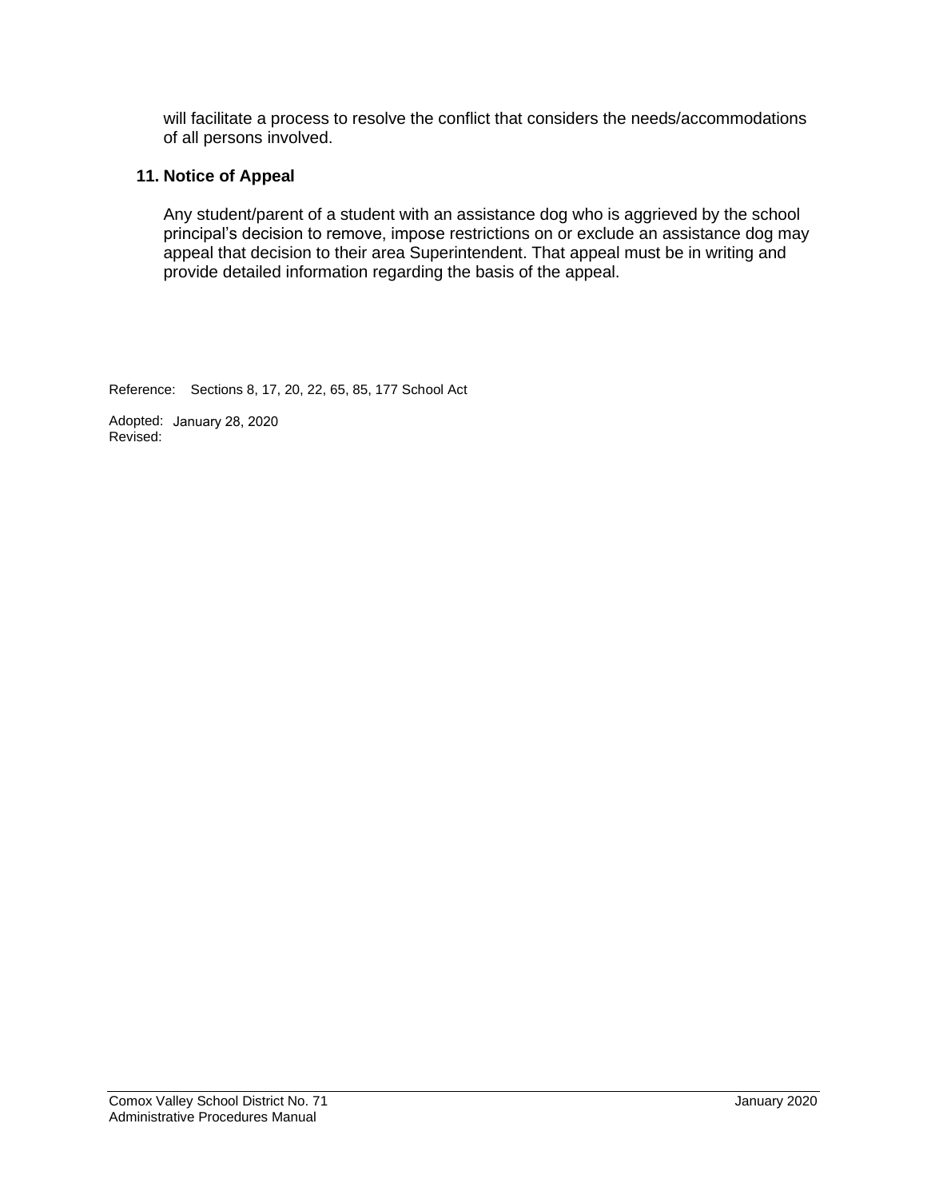will facilitate a process to resolve the conflict that considers the needs/accommodations of all persons involved.

### 11. Notice of Appeal

Any student/parent of a student with an assistance dog who is aggrieved by the school principal's decision to remove, impose restrictions on or exclude an assistance dog may appeal that decision to their area Superintendent. That appeal must be in writing and provide detailed information regarding the basis of the appeal.

Reference: Sections 8, 17, 20, 22, 65, 85, 177 School Act

Adopted: January 28, 2020
Revised: